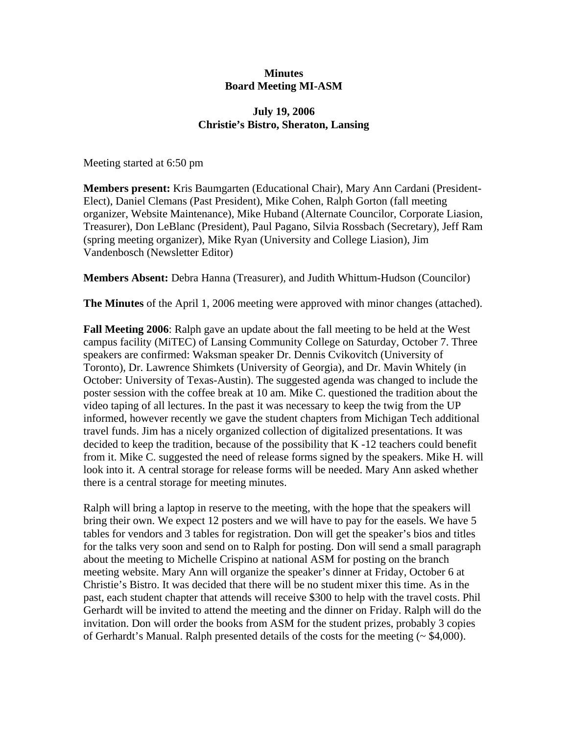**Minutes**
**Board Meeting MI-ASM**

**July 19, 2006**
**Christie's Bistro, Sheraton, Lansing**

Meeting started at 6:50 pm

**Members present:** Kris Baumgarten (Educational Chair), Mary Ann Cardani (President-Elect), Daniel Clemans (Past President), Mike Cohen, Ralph Gorton (fall meeting organizer, Website Maintenance), Mike Huband (Alternate Councilor, Corporate Liasion, Treasurer), Don LeBlanc (President), Paul Pagano, Silvia Rossbach (Secretary), Jeff Ram (spring meeting organizer), Mike Ryan (University and College Liasion), Jim Vandenbosch (Newsletter Editor)

**Members Absent:** Debra Hanna (Treasurer), and Judith Whittum-Hudson (Councilor)

**The Minutes** of the April 1, 2006 meeting were approved with minor changes (attached).

**Fall Meeting 2006**: Ralph gave an update about the fall meeting to be held at the West campus facility (MiTEC) of Lansing Community College on Saturday, October 7. Three speakers are confirmed: Waksman speaker Dr. Dennis Cvikovitch (University of Toronto), Dr. Lawrence Shimkets (University of Georgia), and Dr. Mavin Whitely (in October: University of Texas-Austin). The suggested agenda was changed to include the poster session with the coffee break at 10 am. Mike C. questioned the tradition about the video taping of all lectures. In the past it was necessary to keep the twig from the UP informed, however recently we gave the student chapters from Michigan Tech additional travel funds. Jim has a nicely organized collection of digitalized presentations. It was decided to keep the tradition, because of the possibility that K -12 teachers could benefit from it. Mike C. suggested the need of release forms signed by the speakers. Mike H. will look into it. A central storage for release forms will be needed. Mary Ann asked whether there is a central storage for meeting minutes.

Ralph will bring a laptop in reserve to the meeting, with the hope that the speakers will bring their own. We expect 12 posters and we will have to pay for the easels. We have 5 tables for vendors and 3 tables for registration. Don will get the speaker's bios and titles for the talks very soon and send on to Ralph for posting. Don will send a small paragraph about the meeting to Michelle Crispino at national ASM for posting on the branch meeting website. Mary Ann will organize the speaker's dinner at Friday, October 6 at Christie's Bistro. It was decided that there will be no student mixer this time. As in the past, each student chapter that attends will receive $300 to help with the travel costs. Phil Gerhardt will be invited to attend the meeting and the dinner on Friday. Ralph will do the invitation. Don will order the books from ASM for the student prizes, probably 3 copies of Gerhardt's Manual. Ralph presented details of the costs for the meeting (~ $4,000).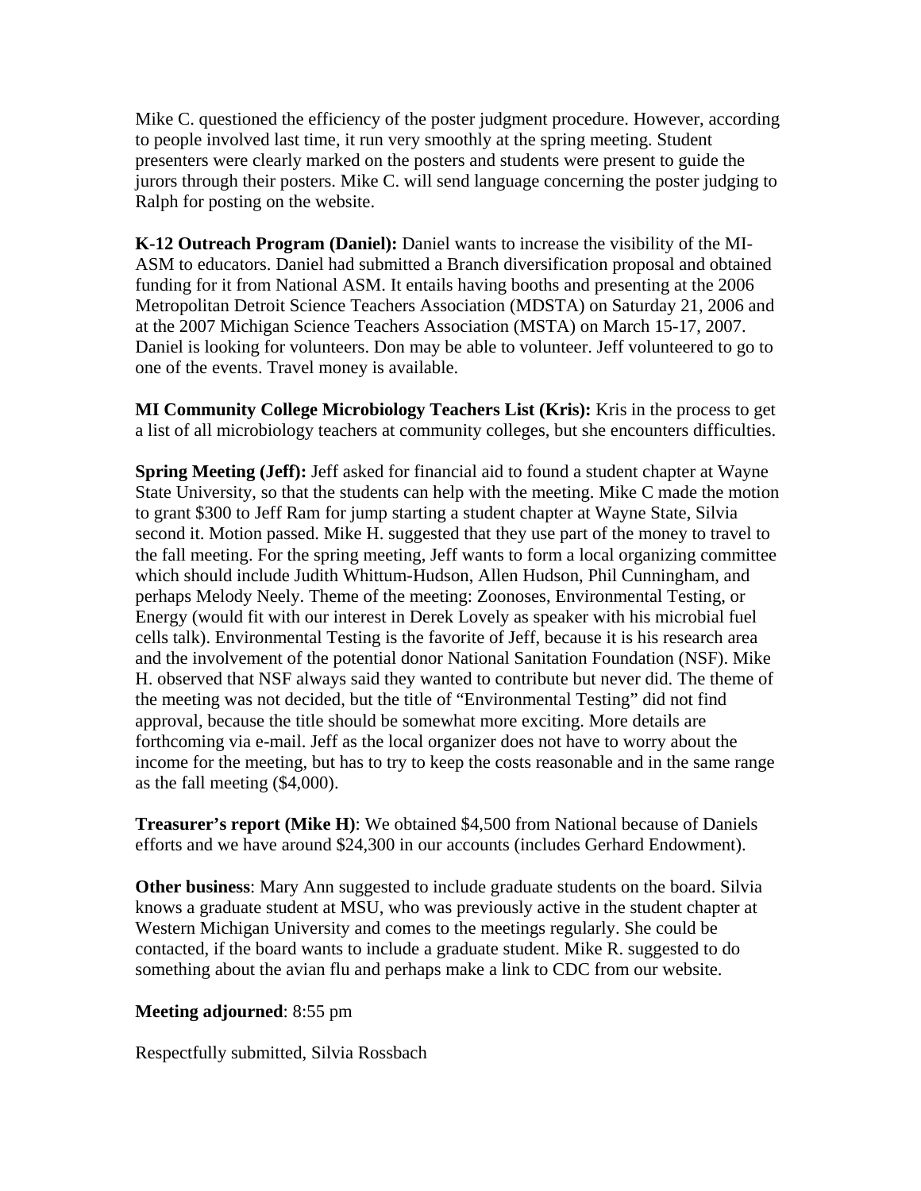Mike C. questioned the efficiency of the poster judgment procedure. However, according to people involved last time, it run very smoothly at the spring meeting. Student presenters were clearly marked on the posters and students were present to guide the jurors through their posters. Mike C. will send language concerning the poster judging to Ralph for posting on the website.

**K-12 Outreach Program (Daniel):** Daniel wants to increase the visibility of the MI-ASM to educators. Daniel had submitted a Branch diversification proposal and obtained funding for it from National ASM. It entails having booths and presenting at the 2006 Metropolitan Detroit Science Teachers Association (MDSTA) on Saturday 21, 2006 and at the 2007 Michigan Science Teachers Association (MSTA) on March 15-17, 2007. Daniel is looking for volunteers. Don may be able to volunteer. Jeff volunteered to go to one of the events. Travel money is available.

**MI Community College Microbiology Teachers List (Kris):** Kris in the process to get a list of all microbiology teachers at community colleges, but she encounters difficulties.

**Spring Meeting (Jeff):** Jeff asked for financial aid to found a student chapter at Wayne State University, so that the students can help with the meeting. Mike C made the motion to grant $300 to Jeff Ram for jump starting a student chapter at Wayne State, Silvia second it. Motion passed. Mike H. suggested that they use part of the money to travel to the fall meeting. For the spring meeting, Jeff wants to form a local organizing committee which should include Judith Whittum-Hudson, Allen Hudson, Phil Cunningham, and perhaps Melody Neely. Theme of the meeting: Zoonoses, Environmental Testing, or Energy (would fit with our interest in Derek Lovely as speaker with his microbial fuel cells talk). Environmental Testing is the favorite of Jeff, because it is his research area and the involvement of the potential donor National Sanitation Foundation (NSF). Mike H. observed that NSF always said they wanted to contribute but never did. The theme of the meeting was not decided, but the title of "Environmental Testing" did not find approval, because the title should be somewhat more exciting. More details are forthcoming via e-mail. Jeff as the local organizer does not have to worry about the income for the meeting, but has to try to keep the costs reasonable and in the same range as the fall meeting ($4,000).

**Treasurer's report (Mike H)**: We obtained $4,500 from National because of Daniels efforts and we have around $24,300 in our accounts (includes Gerhard Endowment).

**Other business**: Mary Ann suggested to include graduate students on the board. Silvia knows a graduate student at MSU, who was previously active in the student chapter at Western Michigan University and comes to the meetings regularly. She could be contacted, if the board wants to include a graduate student. Mike R. suggested to do something about the avian flu and perhaps make a link to CDC from our website.

**Meeting adjourned**: 8:55 pm

Respectfully submitted, Silvia Rossbach